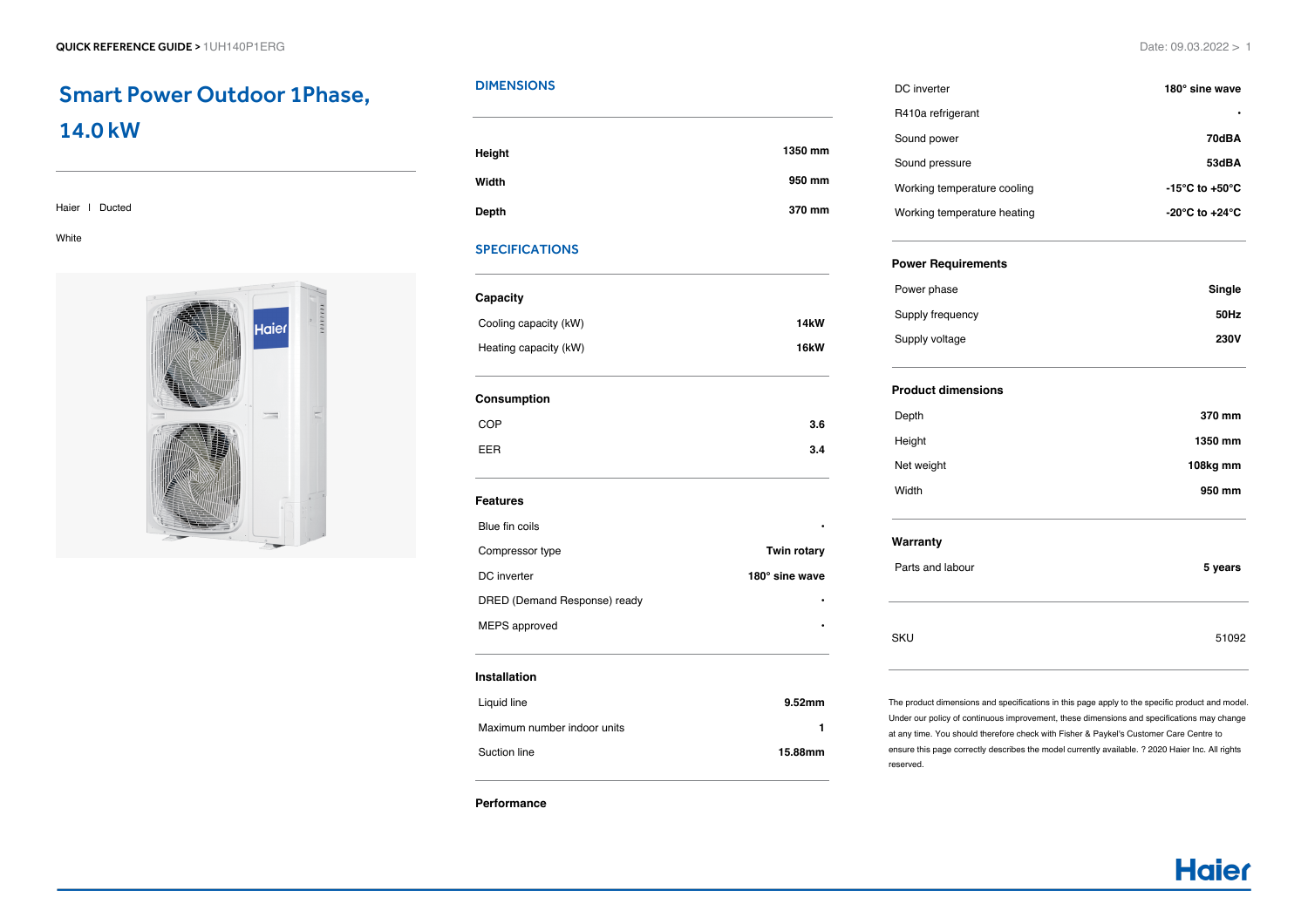# Smart Power Outdoor 1Phase, 14.0 kW

Haier | Ducted

White

## DIMENSIONS

| | |
|---|---|
| **Height** | 1350 mm |
| **Width** | 950 mm |
| **Depth** | 370 mm |

## SPECIFICATIONS

### Capacity

| | |
|---|---|
| Cooling capacity (kW) | **14kW** |
| Heating capacity (kW) | **16kW** |

### Consumption

| | |
|---|---|
| COP | **3.6** |
| EER | **3.4** |

### Features

| | |
|---|---|
| Blue fin coils | • |
| Compressor type | **Twin rotary** |
| DC inverter | **180° sine wave** |
| DRED (Demand Response) ready | • |
| MEPS approved | • |

### Installation

| | |
|---|---|
| Liquid line | **9.52mm** |
| Maximum number indoor units | **1** |
| Suction line | **15.88mm** |

### Performance

| | |
|---|---|
| DC inverter | **180° sine wave** |
| R410a refrigerant | • |
| Sound power | **70dBA** |
| Sound pressure | **53dBA** |
| Working temperature cooling | **-15°C to +50°C** |
| Working temperature heating | **-20°C to +24°C** |

### Power Requirements

| | |
|---|---|
| Power phase | **Single** |
| Supply frequency | **50Hz** |
| Supply voltage | **230V** |

### Product dimensions

| | |
|---|---|
| Depth | **370 mm** |
| Height | **1350 mm** |
| Net weight | **108kg mm** |
| Width | **950 mm** |

### Warranty

| | |
|---|---|
| Parts and labour | **5 years** |

| | |
|---|---|
| SKU | 51092 |

The product dimensions and specifications in this page apply to the specific product and model. Under our policy of continuous improvement, these dimensions and specifications may change at any time. You should therefore check with Fisher & Paykel's Customer Care Centre to ensure this page correctly describes the model currently available. ? 2020 Haier Inc. All rights reserved.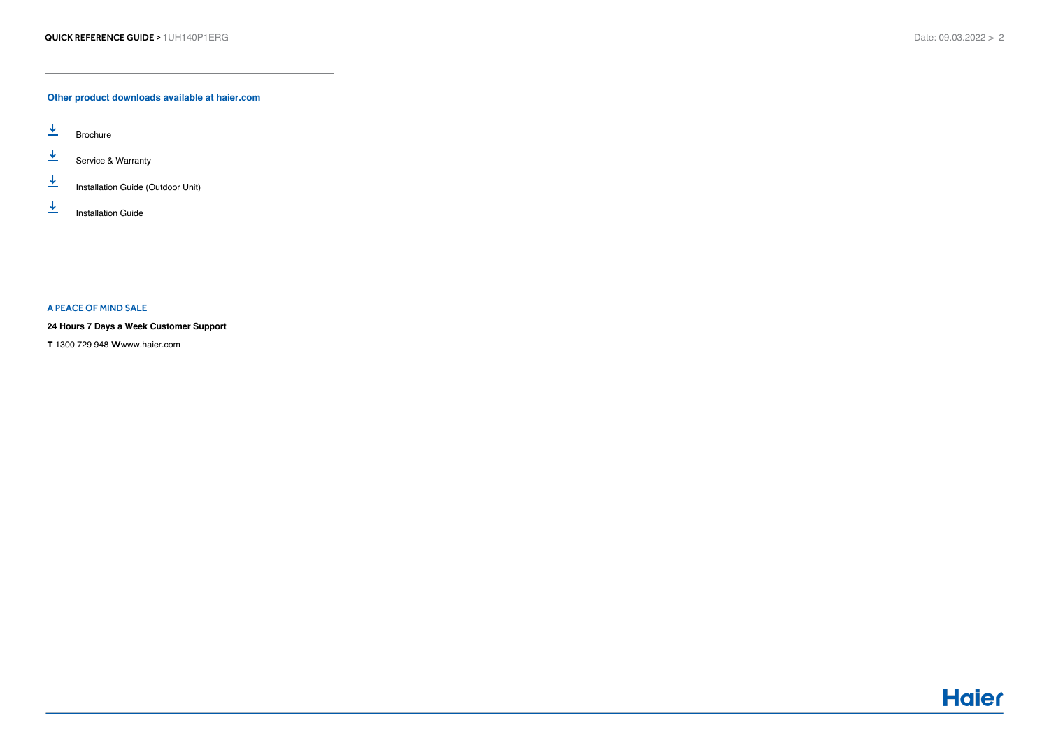**Other product downloads available at haier.com**

- Brochure
- Service & Warranty
- Installation Guide (Outdoor Unit)
- Installation Guide

**A PEACE OF MIND SALE**

**24 Hours 7 Days a Week Customer Support**

**T** 1300 729 948 **W**www.haier.com